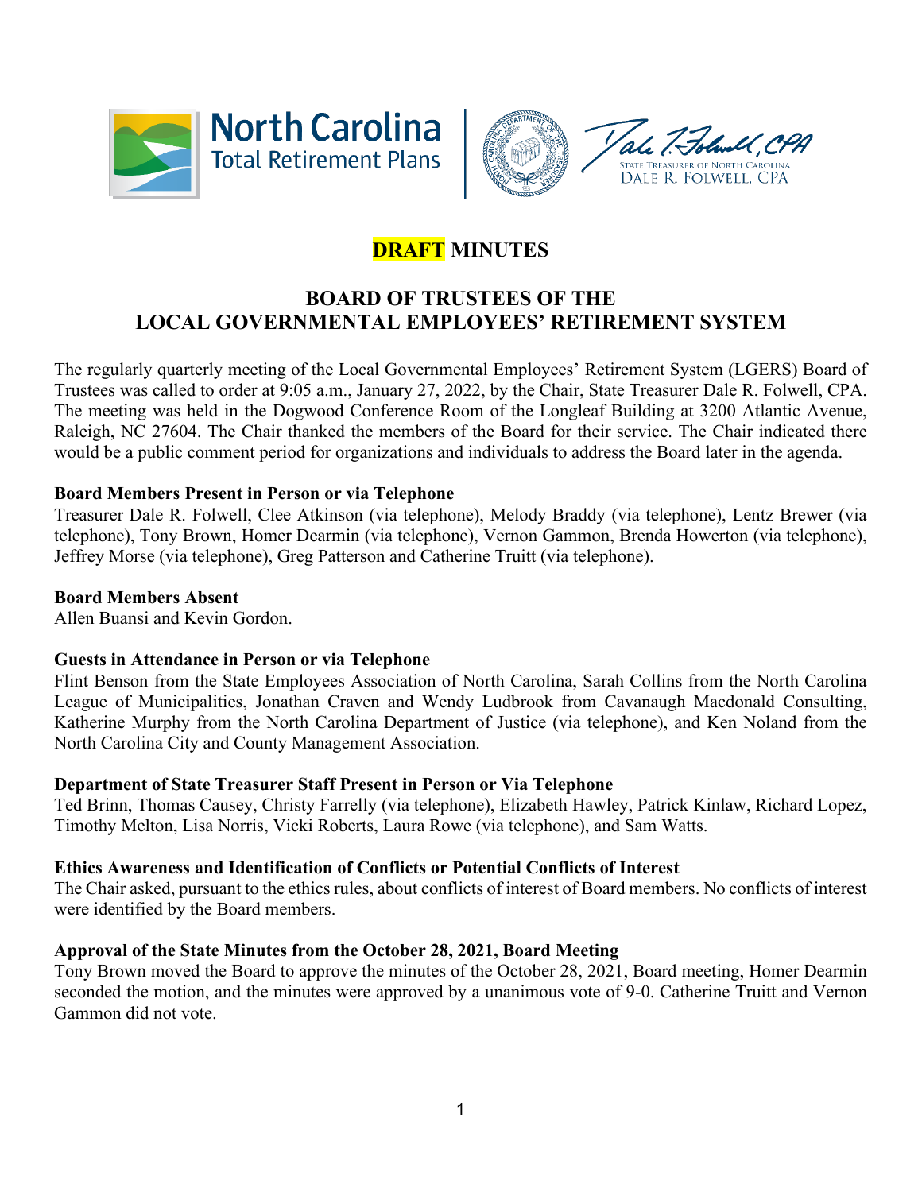# DRAFT MINUTES

## BOARD OF TRUSTEES OF THE LOCAL GOVERNMENTAL EMPLOYEES' RETIREMENT SYSTEM

The regularly quarterly meeting of the Local Governmental Employees' Retirement System (LGERS) Board of Trustees was called to order at 9:05 a.m., January 27, 2022, by the Chair, State Treasurer Dale R. Folwell, CPA. The meeting was held in the Dogwood Conference Room of the Longleaf Building at 3200 Atlantic Avenue, Raleigh, NC 27604. The Chair thanked the members of the Board for their service. The Chair indicated there would be a public comment period for organizations and individuals to address the Board later in the agenda.

**Board Members Present in Person or via Telephone**

Treasurer Dale R. Folwell, Clee Atkinson (via telephone), Melody Braddy (via telephone), Lentz Brewer (via telephone), Tony Brown, Homer Dearmin (via telephone), Vernon Gammon, Brenda Howerton (via telephone), Jeffrey Morse (via telephone), Greg Patterson and Catherine Truitt (via telephone).

**Board Members Absent**

Allen Buansi and Kevin Gordon.

**Guests in Attendance in Person or via Telephone**

Flint Benson from the State Employees Association of North Carolina, Sarah Collins from the North Carolina League of Municipalities, Jonathan Craven and Wendy Ludbrook from Cavanaugh Macdonald Consulting, Katherine Murphy from the North Carolina Department of Justice (via telephone), and Ken Noland from the North Carolina City and County Management Association.

**Department of State Treasurer Staff Present in Person or Via Telephone**

Ted Brinn, Thomas Causey, Christy Farrelly (via telephone), Elizabeth Hawley, Patrick Kinlaw, Richard Lopez, Timothy Melton, Lisa Norris, Vicki Roberts, Laura Rowe (via telephone), and Sam Watts.

**Ethics Awareness and Identification of Conflicts or Potential Conflicts of Interest**

The Chair asked, pursuant to the ethics rules, about conflicts of interest of Board members. No conflicts of interest were identified by the Board members.

**Approval of the State Minutes from the October 28, 2021, Board Meeting**

Tony Brown moved the Board to approve the minutes of the October 28, 2021, Board meeting, Homer Dearmin seconded the motion, and the minutes were approved by a unanimous vote of 9-0. Catherine Truitt and Vernon Gammon did not vote.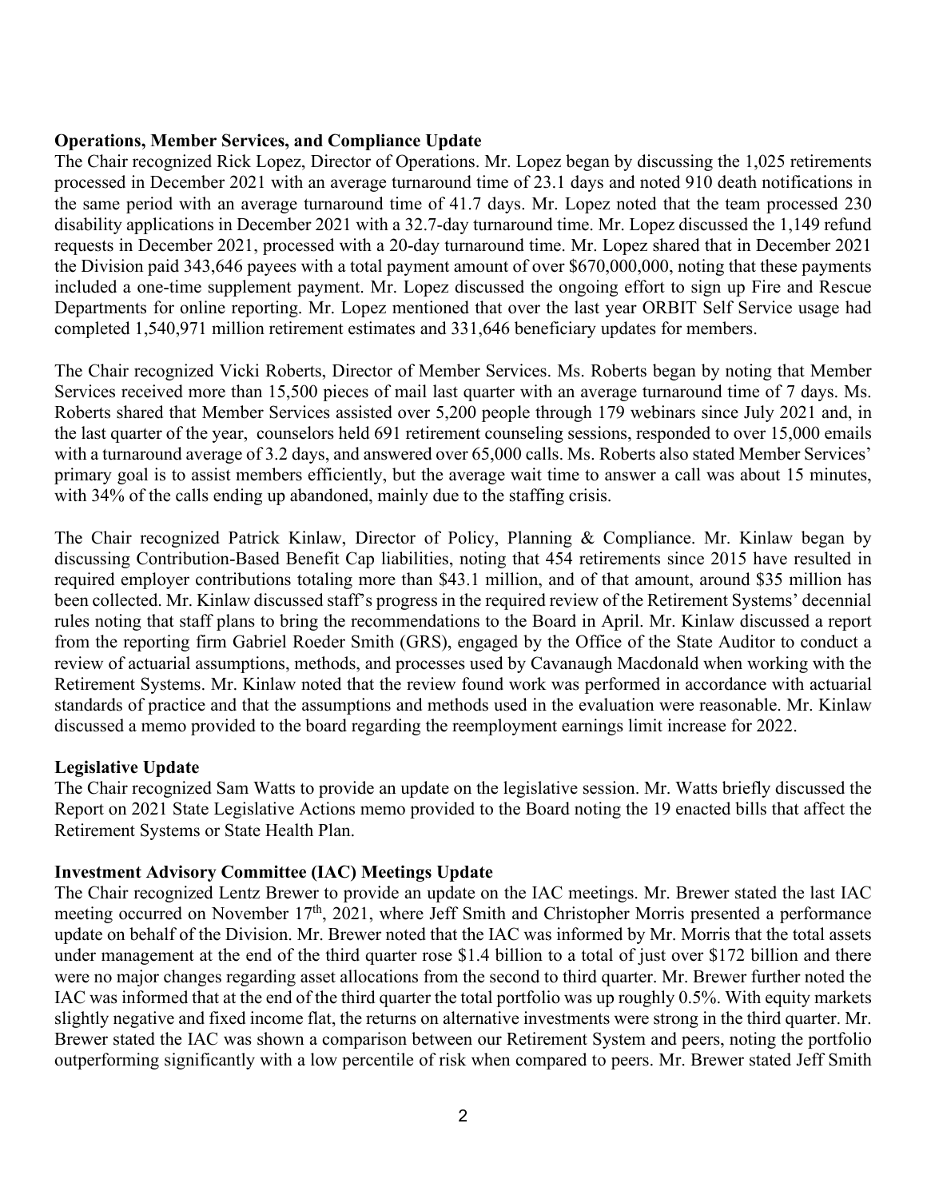**Operations, Member Services, and Compliance Update**

The Chair recognized Rick Lopez, Director of Operations. Mr. Lopez began by discussing the 1,025 retirements processed in December 2021 with an average turnaround time of 23.1 days and noted 910 death notifications in the same period with an average turnaround time of 41.7 days. Mr. Lopez noted that the team processed 230 disability applications in December 2021 with a 32.7-day turnaround time. Mr. Lopez discussed the 1,149 refund requests in December 2021, processed with a 20-day turnaround time. Mr. Lopez shared that in December 2021 the Division paid 343,646 payees with a total payment amount of over $670,000,000, noting that these payments included a one-time supplement payment. Mr. Lopez discussed the ongoing effort to sign up Fire and Rescue Departments for online reporting. Mr. Lopez mentioned that over the last year ORBIT Self Service usage had completed 1,540,971 million retirement estimates and 331,646 beneficiary updates for members.

The Chair recognized Vicki Roberts, Director of Member Services. Ms. Roberts began by noting that Member Services received more than 15,500 pieces of mail last quarter with an average turnaround time of 7 days. Ms. Roberts shared that Member Services assisted over 5,200 people through 179 webinars since July 2021 and, in the last quarter of the year, counselors held 691 retirement counseling sessions, responded to over 15,000 emails with a turnaround average of 3.2 days, and answered over 65,000 calls. Ms. Roberts also stated Member Services' primary goal is to assist members efficiently, but the average wait time to answer a call was about 15 minutes, with 34% of the calls ending up abandoned, mainly due to the staffing crisis.

The Chair recognized Patrick Kinlaw, Director of Policy, Planning & Compliance. Mr. Kinlaw began by discussing Contribution-Based Benefit Cap liabilities, noting that 454 retirements since 2015 have resulted in required employer contributions totaling more than $43.1 million, and of that amount, around $35 million has been collected. Mr. Kinlaw discussed staff's progress in the required review of the Retirement Systems' decennial rules noting that staff plans to bring the recommendations to the Board in April. Mr. Kinlaw discussed a report from the reporting firm Gabriel Roeder Smith (GRS), engaged by the Office of the State Auditor to conduct a review of actuarial assumptions, methods, and processes used by Cavanaugh Macdonald when working with the Retirement Systems. Mr. Kinlaw noted that the review found work was performed in accordance with actuarial standards of practice and that the assumptions and methods used in the evaluation were reasonable. Mr. Kinlaw discussed a memo provided to the board regarding the reemployment earnings limit increase for 2022.

**Legislative Update**

The Chair recognized Sam Watts to provide an update on the legislative session. Mr. Watts briefly discussed the Report on 2021 State Legislative Actions memo provided to the Board noting the 19 enacted bills that affect the Retirement Systems or State Health Plan.

**Investment Advisory Committee (IAC) Meetings Update**

The Chair recognized Lentz Brewer to provide an update on the IAC meetings. Mr. Brewer stated the last IAC meeting occurred on November 17th, 2021, where Jeff Smith and Christopher Morris presented a performance update on behalf of the Division. Mr. Brewer noted that the IAC was informed by Mr. Morris that the total assets under management at the end of the third quarter rose $1.4 billion to a total of just over $172 billion and there were no major changes regarding asset allocations from the second to third quarter. Mr. Brewer further noted the IAC was informed that at the end of the third quarter the total portfolio was up roughly 0.5%. With equity markets slightly negative and fixed income flat, the returns on alternative investments were strong in the third quarter. Mr. Brewer stated the IAC was shown a comparison between our Retirement System and peers, noting the portfolio outperforming significantly with a low percentile of risk when compared to peers. Mr. Brewer stated Jeff Smith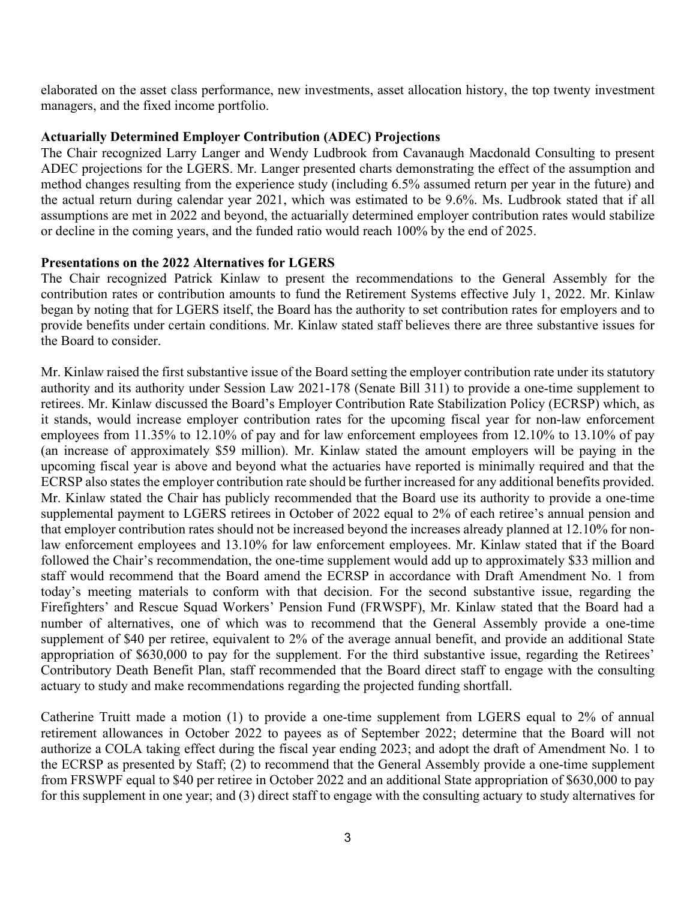elaborated on the asset class performance, new investments, asset allocation history, the top twenty investment managers, and the fixed income portfolio.

**Actuarially Determined Employer Contribution (ADEC) Projections**

The Chair recognized Larry Langer and Wendy Ludbrook from Cavanaugh Macdonald Consulting to present ADEC projections for the LGERS. Mr. Langer presented charts demonstrating the effect of the assumption and method changes resulting from the experience study (including 6.5% assumed return per year in the future) and the actual return during calendar year 2021, which was estimated to be 9.6%. Ms. Ludbrook stated that if all assumptions are met in 2022 and beyond, the actuarially determined employer contribution rates would stabilize or decline in the coming years, and the funded ratio would reach 100% by the end of 2025.

**Presentations on the 2022 Alternatives for LGERS**

The Chair recognized Patrick Kinlaw to present the recommendations to the General Assembly for the contribution rates or contribution amounts to fund the Retirement Systems effective July 1, 2022. Mr. Kinlaw began by noting that for LGERS itself, the Board has the authority to set contribution rates for employers and to provide benefits under certain conditions. Mr. Kinlaw stated staff believes there are three substantive issues for the Board to consider.

Mr. Kinlaw raised the first substantive issue of the Board setting the employer contribution rate under its statutory authority and its authority under Session Law 2021-178 (Senate Bill 311) to provide a one-time supplement to retirees. Mr. Kinlaw discussed the Board's Employer Contribution Rate Stabilization Policy (ECRSP) which, as it stands, would increase employer contribution rates for the upcoming fiscal year for non-law enforcement employees from 11.35% to 12.10% of pay and for law enforcement employees from 12.10% to 13.10% of pay (an increase of approximately $59 million). Mr. Kinlaw stated the amount employers will be paying in the upcoming fiscal year is above and beyond what the actuaries have reported is minimally required and that the ECRSP also states the employer contribution rate should be further increased for any additional benefits provided. Mr. Kinlaw stated the Chair has publicly recommended that the Board use its authority to provide a one-time supplemental payment to LGERS retirees in October of 2022 equal to 2% of each retiree's annual pension and that employer contribution rates should not be increased beyond the increases already planned at 12.10% for non-law enforcement employees and 13.10% for law enforcement employees. Mr. Kinlaw stated that if the Board followed the Chair's recommendation, the one-time supplement would add up to approximately $33 million and staff would recommend that the Board amend the ECRSP in accordance with Draft Amendment No. 1 from today's meeting materials to conform with that decision. For the second substantive issue, regarding the Firefighters' and Rescue Squad Workers' Pension Fund (FRWSPF), Mr. Kinlaw stated that the Board had a number of alternatives, one of which was to recommend that the General Assembly provide a one-time supplement of $40 per retiree, equivalent to 2% of the average annual benefit, and provide an additional State appropriation of $630,000 to pay for the supplement. For the third substantive issue, regarding the Retirees' Contributory Death Benefit Plan, staff recommended that the Board direct staff to engage with the consulting actuary to study and make recommendations regarding the projected funding shortfall.

Catherine Truitt made a motion (1) to provide a one-time supplement from LGERS equal to 2% of annual retirement allowances in October 2022 to payees as of September 2022; determine that the Board will not authorize a COLA taking effect during the fiscal year ending 2023; and adopt the draft of Amendment No. 1 to the ECRSP as presented by Staff; (2) to recommend that the General Assembly provide a one-time supplement from FRSWPF equal to $40 per retiree in October 2022 and an additional State appropriation of $630,000 to pay for this supplement in one year; and (3) direct staff to engage with the consulting actuary to study alternatives for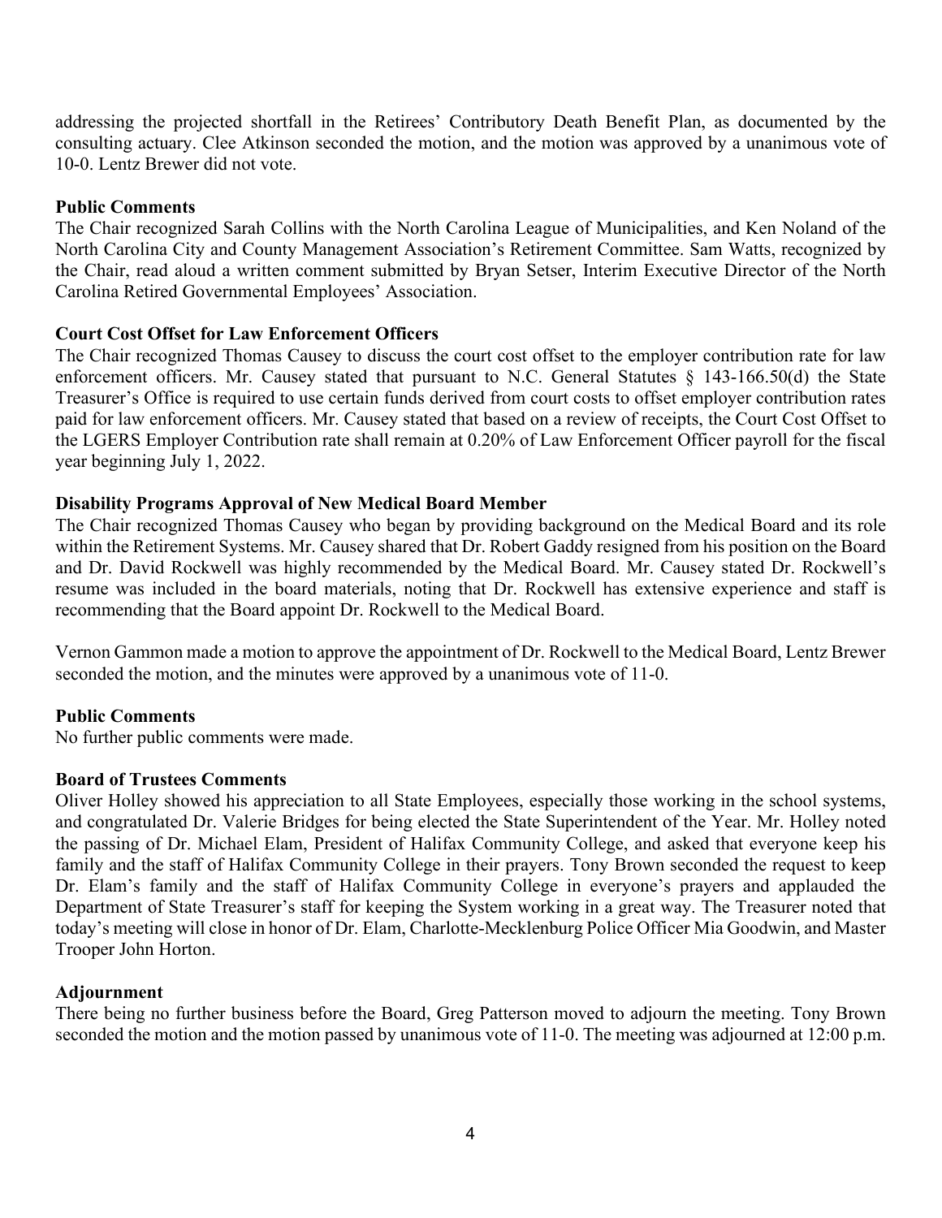addressing the projected shortfall in the Retirees' Contributory Death Benefit Plan, as documented by the consulting actuary. Clee Atkinson seconded the motion, and the motion was approved by a unanimous vote of 10-0. Lentz Brewer did not vote.

**Public Comments**
The Chair recognized Sarah Collins with the North Carolina League of Municipalities, and Ken Noland of the North Carolina City and County Management Association's Retirement Committee. Sam Watts, recognized by the Chair, read aloud a written comment submitted by Bryan Setser, Interim Executive Director of the North Carolina Retired Governmental Employees' Association.

**Court Cost Offset for Law Enforcement Officers**
The Chair recognized Thomas Causey to discuss the court cost offset to the employer contribution rate for law enforcement officers. Mr. Causey stated that pursuant to N.C. General Statutes § 143-166.50(d) the State Treasurer's Office is required to use certain funds derived from court costs to offset employer contribution rates paid for law enforcement officers. Mr. Causey stated that based on a review of receipts, the Court Cost Offset to the LGERS Employer Contribution rate shall remain at 0.20% of Law Enforcement Officer payroll for the fiscal year beginning July 1, 2022.

**Disability Programs Approval of New Medical Board Member**
The Chair recognized Thomas Causey who began by providing background on the Medical Board and its role within the Retirement Systems. Mr. Causey shared that Dr. Robert Gaddy resigned from his position on the Board and Dr. David Rockwell was highly recommended by the Medical Board. Mr. Causey stated Dr. Rockwell's resume was included in the board materials, noting that Dr. Rockwell has extensive experience and staff is recommending that the Board appoint Dr. Rockwell to the Medical Board.

Vernon Gammon made a motion to approve the appointment of Dr. Rockwell to the Medical Board, Lentz Brewer seconded the motion, and the minutes were approved by a unanimous vote of 11-0.

**Public Comments**
No further public comments were made.

**Board of Trustees Comments**
Oliver Holley showed his appreciation to all State Employees, especially those working in the school systems, and congratulated Dr. Valerie Bridges for being elected the State Superintendent of the Year. Mr. Holley noted the passing of Dr. Michael Elam, President of Halifax Community College, and asked that everyone keep his family and the staff of Halifax Community College in their prayers. Tony Brown seconded the request to keep Dr. Elam's family and the staff of Halifax Community College in everyone's prayers and applauded the Department of State Treasurer's staff for keeping the System working in a great way. The Treasurer noted that today's meeting will close in honor of Dr. Elam, Charlotte-Mecklenburg Police Officer Mia Goodwin, and Master Trooper John Horton.

**Adjournment**
There being no further business before the Board, Greg Patterson moved to adjourn the meeting. Tony Brown seconded the motion and the motion passed by unanimous vote of 11-0. The meeting was adjourned at 12:00 p.m.